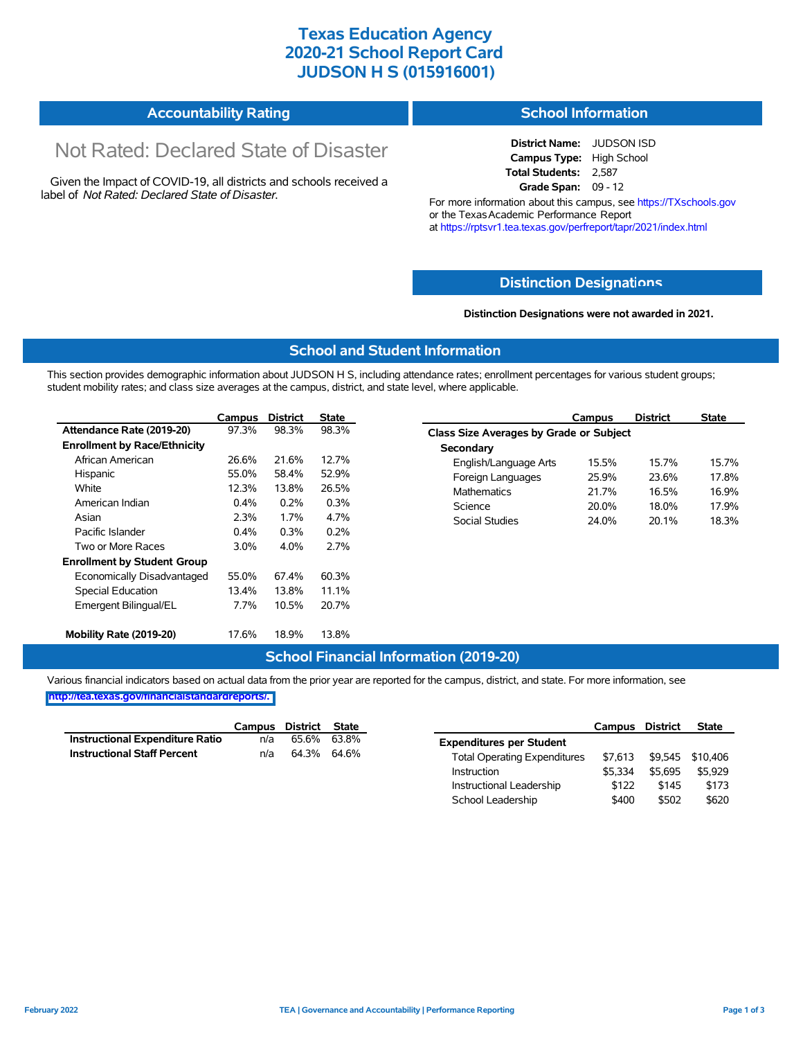# Texas Education Agency
# 2020-21 School Report Card
# JUDSON H S (015916001)

## Accountability Rating

Not Rated: Declared State of Disaster

Given the Impact of COVID-19, all districts and schools received a label of *Not Rated: Declared State of Disaster*.

## School Information

**District Name:** JUDSON ISD
**Campus Type:** High School
**Total Students:** 2,587
**Grade Span:** 09 - 12

For more information about this campus, see https://TXschools.gov or the Texas Academic Performance Report at https://rptsvr1.tea.texas.gov/perfreport/tapr/2021/index.html

## Distinction Designations

**Distinction Designations were not awarded in 2021.**

## School and Student Information

This section provides demographic information about JUDSON H S, including attendance rates; enrollment percentages for various student groups; student mobility rates; and class size averages at the campus, district, and state level, where applicable.

| | Campus | District | State |
|---|---|---|---|
| **Attendance Rate (2019-20)** | 97.3% | 98.3% | 98.3% |
| **Enrollment by Race/Ethnicity** | | | |
| African American | 26.6% | 21.6% | 12.7% |
| Hispanic | 55.0% | 58.4% | 52.9% |
| White | 12.3% | 13.8% | 26.5% |
| American Indian | 0.4% | 0.2% | 0.3% |
| Asian | 2.3% | 1.7% | 4.7% |
| Pacific Islander | 0.4% | 0.3% | 0.2% |
| Two or More Races | 3.0% | 4.0% | 2.7% |
| **Enrollment by Student Group** | | | |
| Economically Disadvantaged | 55.0% | 67.4% | 60.3% |
| Special Education | 13.4% | 13.8% | 11.1% |
| Emergent Bilingual/EL | 7.7% | 10.5% | 20.7% |
| **Mobility Rate (2019-20)** | 17.6% | 18.9% | 13.8% |

| | Campus | District | State |
|---|---|---|---|
| **Class Size Averages by Grade or Subject** | | | |
| **Secondary** | | | |
| English/Language Arts | 15.5% | 15.7% | 15.7% |
| Foreign Languages | 25.9% | 23.6% | 17.8% |
| Mathematics | 21.7% | 16.5% | 16.9% |
| Science | 20.0% | 18.0% | 17.9% |
| Social Studies | 24.0% | 20.1% | 18.3% |

## School Financial Information (2019-20)

Various financial indicators based on actual data from the prior year are reported for the campus, district, and state. For more information, see http://tea.texas.gov/financialstandardreports/.

| | Campus | District | State |
|---|---|---|---|
| **Instructional Expenditure Ratio** | n/a | 65.6% | 63.8% |
| **Instructional Staff Percent** | n/a | 64.3% | 64.6% |

| | Campus | District | State |
|---|---|---|---|
| **Expenditures per Student** | | | |
| Total Operating Expenditures | $7,613 | $9,545 | $10,406 |
| Instruction | $5,334 | $5,695 | $5,929 |
| Instructional Leadership | $122 | $145 | $173 |
| School Leadership | $400 | $502 | $620 |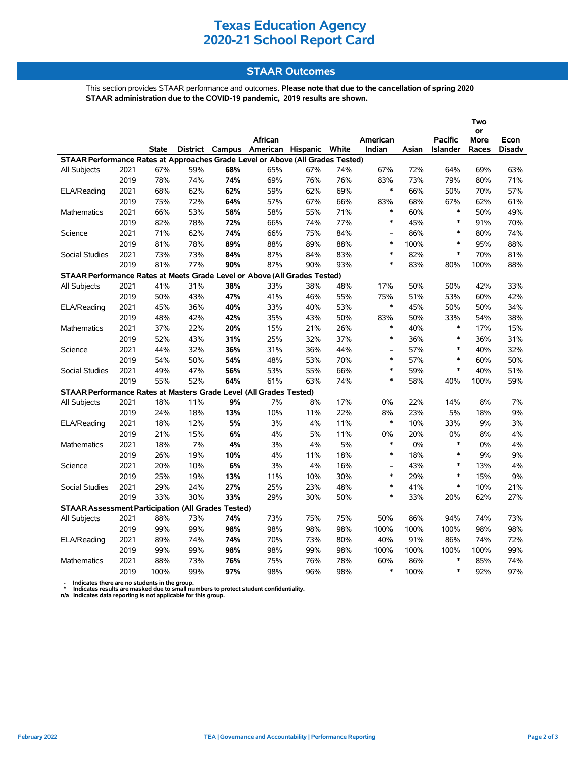# Texas Education Agency
# 2020-21 School Report Card

## STAAR Outcomes

This section provides STAAR performance and outcomes. **Please note that due to the cancellation of spring 2020 STAAR administration due to the COVID-19 pandemic, 2019 results are shown.**

| | | State | District | Campus | African American | Hispanic | White | American Indian | Asian | Pacific Islander | Two or More Races | Econ Disadv |
|---|---|---|---|---|---|---|---|---|---|---|---|---|
| **STAAR Performance Rates at Approaches Grade Level or Above (All Grades Tested)** | | | | | | | | | | | | |
| All Subjects | 2021 | 67% | 59% | **68%** | 65% | 67% | 74% | 67% | 72% | 64% | 69% | 63% |
| | 2019 | 78% | 74% | **74%** | 69% | 76% | 76% | 83% | 73% | 79% | 80% | 71% |
| ELA/Reading | 2021 | 68% | 62% | **62%** | 59% | 62% | 69% | * | 66% | 50% | 70% | 57% |
| | 2019 | 75% | 72% | **64%** | 57% | 67% | 66% | 83% | 68% | 67% | 62% | 61% |
| Mathematics | 2021 | 66% | 53% | **58%** | 58% | 55% | 71% | * | 60% | * | 50% | 49% |
| | 2019 | 82% | 78% | **72%** | 66% | 74% | 77% | * | 45% | * | 91% | 70% |
| Science | 2021 | 71% | 62% | **74%** | 66% | 75% | 84% | - | 86% | * | 80% | 74% |
| | 2019 | 81% | 78% | **89%** | 88% | 89% | 88% | * | 100% | * | 95% | 88% |
| Social Studies | 2021 | 73% | 73% | **84%** | 87% | 84% | 83% | * | 82% | * | 70% | 81% |
| | 2019 | 81% | 77% | **90%** | 87% | 90% | 93% | * | 83% | 80% | 100% | 88% |
| **STAAR Performance Rates at Meets Grade Level or Above (All Grades Tested)** | | | | | | | | | | | | |
| All Subjects | 2021 | 41% | 31% | **38%** | 33% | 38% | 48% | 17% | 50% | 50% | 42% | 33% |
| | 2019 | 50% | 43% | **47%** | 41% | 46% | 55% | 75% | 51% | 53% | 60% | 42% |
| ELA/Reading | 2021 | 45% | 36% | **40%** | 33% | 40% | 53% | * | 45% | 50% | 50% | 34% |
| | 2019 | 48% | 42% | **42%** | 35% | 43% | 50% | 83% | 50% | 33% | 54% | 38% |
| Mathematics | 2021 | 37% | 22% | **20%** | 15% | 21% | 26% | * | 40% | * | 17% | 15% |
| | 2019 | 52% | 43% | **31%** | 25% | 32% | 37% | * | 36% | * | 36% | 31% |
| Science | 2021 | 44% | 32% | **36%** | 31% | 36% | 44% | - | 57% | * | 40% | 32% |
| | 2019 | 54% | 50% | **54%** | 48% | 53% | 70% | * | 57% | * | 60% | 50% |
| Social Studies | 2021 | 49% | 47% | **56%** | 53% | 55% | 66% | * | 59% | * | 40% | 51% |
| | 2019 | 55% | 52% | **64%** | 61% | 63% | 74% | * | 58% | 40% | 100% | 59% |
| **STAAR Performance Rates at Masters Grade Level (All Grades Tested)** | | | | | | | | | | | | |
| All Subjects | 2021 | 18% | 11% | **9%** | 7% | 8% | 17% | 0% | 22% | 14% | 8% | 7% |
| | 2019 | 24% | 18% | **13%** | 10% | 11% | 22% | 8% | 23% | 5% | 18% | 9% |
| ELA/Reading | 2021 | 18% | 12% | **5%** | 3% | 4% | 11% | * | 10% | 33% | 9% | 3% |
| | 2019 | 21% | 15% | **6%** | 4% | 5% | 11% | 0% | 20% | 0% | 8% | 4% |
| Mathematics | 2021 | 18% | 7% | **4%** | 3% | 4% | 5% | * | 0% | * | 0% | 4% |
| | 2019 | 26% | 19% | **10%** | 4% | 11% | 18% | * | 18% | * | 9% | 9% |
| Science | 2021 | 20% | 10% | **6%** | 3% | 4% | 16% | - | 43% | * | 13% | 4% |
| | 2019 | 25% | 19% | **13%** | 11% | 10% | 30% | * | 29% | * | 15% | 9% |
| Social Studies | 2021 | 29% | 24% | **27%** | 25% | 23% | 48% | * | 41% | * | 10% | 21% |
| | 2019 | 33% | 30% | **33%** | 29% | 30% | 50% | * | 33% | 20% | 62% | 27% |
| **STAAR Assessment Participation (All Grades Tested)** | | | | | | | | | | | | |
| All Subjects | 2021 | 88% | 73% | **74%** | 73% | 75% | 75% | 50% | 86% | 94% | 74% | 73% |
| | 2019 | 99% | 99% | **98%** | 98% | 98% | 98% | 100% | 100% | 100% | 98% | 98% |
| ELA/Reading | 2021 | 89% | 74% | **74%** | 70% | 73% | 80% | 40% | 91% | 86% | 74% | 72% |
| | 2019 | 99% | 99% | **98%** | 98% | 99% | 98% | 100% | 100% | 100% | 100% | 99% |
| Mathematics | 2021 | 88% | 73% | **76%** | 75% | 76% | 78% | 60% | 86% | * | 85% | 74% |
| | 2019 | 100% | 99% | **97%** | 98% | 96% | 98% | * | 100% | * | 92% | 97% |

- Indicates there are no students in the group.
\* Indicates results are masked due to small numbers to protect student confidentiality.
n/a Indicates data reporting is not applicable for this group.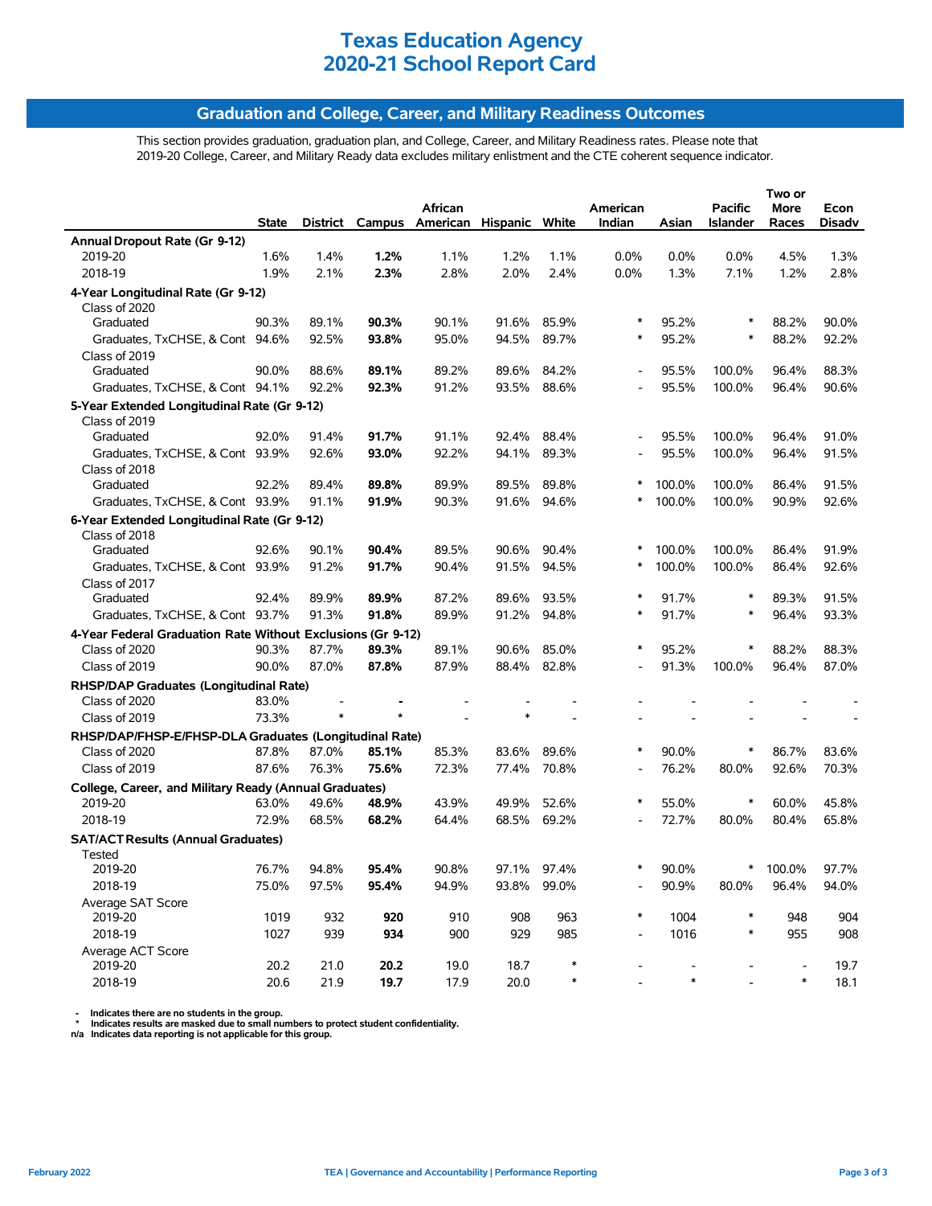# Texas Education Agency
# 2020-21 School Report Card

## Graduation and College, Career, and Military Readiness Outcomes

This section provides graduation, graduation plan, and College, Career, and Military Readiness rates. Please note that 2019-20 College, Career, and Military Ready data excludes military enlistment and the CTE coherent sequence indicator.

| | State | District | Campus | African American | Hispanic | White | American Indian | Asian | Pacific Islander | Two or More Races | Econ Disadv |
|---|---|---|---|---|---|---|---|---|---|---|---|
| **Annual Dropout Rate (Gr 9-12)** | | | | | | | | | | | |
| 2019-20 | 1.6% | 1.4% | **1.2%** | 1.1% | 1.2% | 1.1% | 0.0% | 0.0% | 0.0% | 4.5% | 1.3% |
| 2018-19 | 1.9% | 2.1% | **2.3%** | 2.8% | 2.0% | 2.4% | 0.0% | 1.3% | 7.1% | 1.2% | 2.8% |
| **4-Year Longitudinal Rate (Gr 9-12)** | | | | | | | | | | | |
| Class of 2020 | | | | | | | | | | | |
| Graduated | 90.3% | 89.1% | **90.3%** | 90.1% | 91.6% | 85.9% | * | 95.2% | * | 88.2% | 90.0% |
| Graduates, TxCHSE, & Cont | 94.6% | 92.5% | **93.8%** | 95.0% | 94.5% | 89.7% | * | 95.2% | * | 88.2% | 92.2% |
| Class of 2019 | | | | | | | | | | | |
| Graduated | 90.0% | 88.6% | **89.1%** | 89.2% | 89.6% | 84.2% | - | 95.5% | 100.0% | 96.4% | 88.3% |
| Graduates, TxCHSE, & Cont | 94.1% | 92.2% | **92.3%** | 91.2% | 93.5% | 88.6% | - | 95.5% | 100.0% | 96.4% | 90.6% |
| **5-Year Extended Longitudinal Rate (Gr 9-12)** | | | | | | | | | | | |
| Class of 2019 | | | | | | | | | | | |
| Graduated | 92.0% | 91.4% | **91.7%** | 91.1% | 92.4% | 88.4% | - | 95.5% | 100.0% | 96.4% | 91.0% |
| Graduates, TxCHSE, & Cont | 93.9% | 92.6% | **93.0%** | 92.2% | 94.1% | 89.3% | - | 95.5% | 100.0% | 96.4% | 91.5% |
| Class of 2018 | | | | | | | | | | | |
| Graduated | 92.2% | 89.4% | **89.8%** | 89.9% | 89.5% | 89.8% | * | 100.0% | 100.0% | 86.4% | 91.5% |
| Graduates, TxCHSE, & Cont | 93.9% | 91.1% | **91.9%** | 90.3% | 91.6% | 94.6% | * | 100.0% | 100.0% | 90.9% | 92.6% |
| **6-Year Extended Longitudinal Rate (Gr 9-12)** | | | | | | | | | | | |
| Class of 2018 | | | | | | | | | | | |
| Graduated | 92.6% | 90.1% | **90.4%** | 89.5% | 90.6% | 90.4% | * | 100.0% | 100.0% | 86.4% | 91.9% |
| Graduates, TxCHSE, & Cont | 93.9% | 91.2% | **91.7%** | 90.4% | 91.5% | 94.5% | * | 100.0% | 100.0% | 86.4% | 92.6% |
| Class of 2017 | | | | | | | | | | | |
| Graduated | 92.4% | 89.9% | **89.9%** | 87.2% | 89.6% | 93.5% | * | 91.7% | * | 89.3% | 91.5% |
| Graduates, TxCHSE, & Cont | 93.7% | 91.3% | **91.8%** | 89.9% | 91.2% | 94.8% | * | 91.7% | * | 96.4% | 93.3% |
| **4-Year Federal Graduation Rate Without Exclusions (Gr 9-12)** | | | | | | | | | | | |
| Class of 2020 | 90.3% | 87.7% | **89.3%** | 89.1% | 90.6% | 85.0% | * | 95.2% | * | 88.2% | 88.3% |
| Class of 2019 | 90.0% | 87.0% | **87.8%** | 87.9% | 88.4% | 82.8% | - | 91.3% | 100.0% | 96.4% | 87.0% |
| **RHSP/DAP Graduates (Longitudinal Rate)** | | | | | | | | | | | |
| Class of 2020 | 83.0% | - | **-** | - | - | - | - | - | - | - | - |
| Class of 2019 | 73.3% | * | **\*** | - | * | - | - | - | - | - | - |
| **RHSP/DAP/FHSP-E/FHSP-DLA Graduates (Longitudinal Rate)** | | | | | | | | | | | |
| Class of 2020 | 87.8% | 87.0% | **85.1%** | 85.3% | 83.6% | 89.6% | * | 90.0% | * | 86.7% | 83.6% |
| Class of 2019 | 87.6% | 76.3% | **75.6%** | 72.3% | 77.4% | 70.8% | - | 76.2% | 80.0% | 92.6% | 70.3% |
| **College, Career, and Military Ready (Annual Graduates)** | | | | | | | | | | | |
| 2019-20 | 63.0% | 49.6% | **48.9%** | 43.9% | 49.9% | 52.6% | * | 55.0% | * | 60.0% | 45.8% |
| 2018-19 | 72.9% | 68.5% | **68.2%** | 64.4% | 68.5% | 69.2% | - | 72.7% | 80.0% | 80.4% | 65.8% |
| **SAT/ACT Results (Annual Graduates)** | | | | | | | | | | | |
| Tested | | | | | | | | | | | |
| 2019-20 | 76.7% | 94.8% | **95.4%** | 90.8% | 97.1% | 97.4% | * | 90.0% | * | 100.0% | 97.7% |
| 2018-19 | 75.0% | 97.5% | **95.4%** | 94.9% | 93.8% | 99.0% | - | 90.9% | 80.0% | 96.4% | 94.0% |
| Average SAT Score | | | | | | | | | | | |
| 2019-20 | 1019 | 932 | **920** | 910 | 908 | 963 | * | 1004 | * | 948 | 904 |
| 2018-19 | 1027 | 939 | **934** | 900 | 929 | 985 | - | 1016 | * | 955 | 908 |
| Average ACT Score | | | | | | | | | | | |
| 2019-20 | 20.2 | 21.0 | **20.2** | 19.0 | 18.7 | * | - | - | - | - | 19.7 |
| 2018-19 | 20.6 | 21.9 | **19.7** | 17.9 | 20.0 | * | - | * | - | * | 18.1 |

- Indicates there are no students in the group.
* Indicates results are masked due to small numbers to protect student confidentiality.
n/a Indicates data reporting is not applicable for this group.